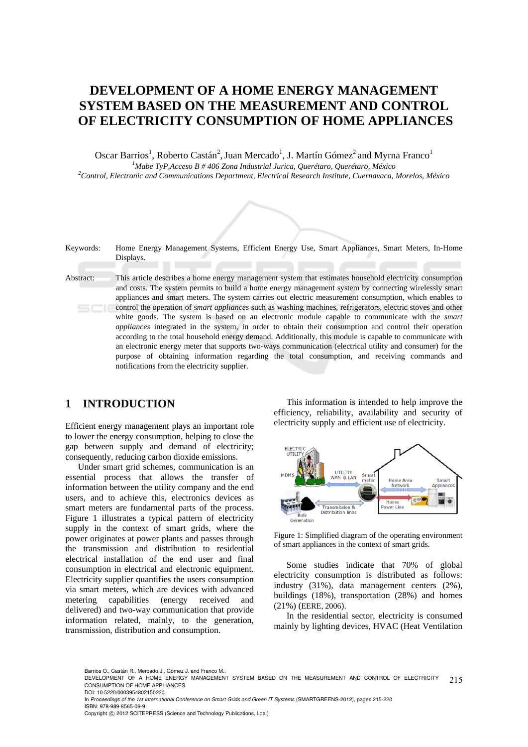# DEVELOPMENT OF A HOME ENERGY MANAGEMENT SYSTEM BASED ON THE MEASUREMENT AND CONTROL OF ELECTRICITY CONSUMPTION OF HOME APPLIANCES

Oscar Barrios[1], Roberto Castán[2], Juan Mercado[1], J. Martín Gómez[2] and Myrna Franco[1]

[1]*Mabe TyP,Acceso B # 406 Zona Industrial Jurica, Querétaro, Querétaro, México*

[2]*Control, Electronic and Communications Department, Electrical Research Institute, Cuernavaca, Morelos, México*

Keywords: Home Energy Management Systems, Efficient Energy Use, Smart Appliances, Smart Meters, In-Home Displays.

Abstract: This article describes a home energy management system that estimates household electricity consumption and costs. The system permits to build a home energy management system by connecting wirelessly smart appliances and smart meters. The system carries out electric measurement consumption, which enables to control the operation of *smart appliances* such as washing machines, refrigerators, electric stoves and other white goods. The system is based on an electronic module capable to communicate with the *smart appliances* integrated in the system, in order to obtain their consumption and control their operation according to the total household energy demand. Additionally, this module is capable to communicate with an electronic energy meter that supports two-ways communication (electrical utility and consumer) for the purpose of obtaining information regarding the total consumption, and receiving commands and notifications from the electricity supplier.

## 1 INTRODUCTION

Efficient energy management plays an important role to lower the energy consumption, helping to close the gap between supply and demand of electricity; consequently, reducing carbon dioxide emissions.

Under smart grid schemes, communication is an essential process that allows the transfer of information between the utility company and the end users, and to achieve this, electronics devices as smart meters are fundamental parts of the process. Figure 1 illustrates a typical pattern of electricity supply in the context of smart grids, where the power originates at power plants and passes through the transmission and distribution to residential electrical installation of the end user and final consumption in electrical and electronic equipment. Electricity supplier quantifies the users consumption via smart meters, which are devices with advanced metering capabilities (energy received and delivered) and two-way communication that provide information related, mainly, to the generation, transmission, distribution and consumption.

This information is intended to help improve the efficiency, reliability, availability and security of electricity supply and efficient use of electricity.

Figure 1: Simplified diagram of the operating environment of smart appliances in the context of smart grids.

Some studies indicate that 70% of global electricity consumption is distributed as follows: industry (31%), data management centers (2%), buildings (18%), transportation (28%) and homes (21%) (EERE, 2006).

In the residential sector, electricity is consumed mainly by lighting devices, HVAC (Heat Ventilation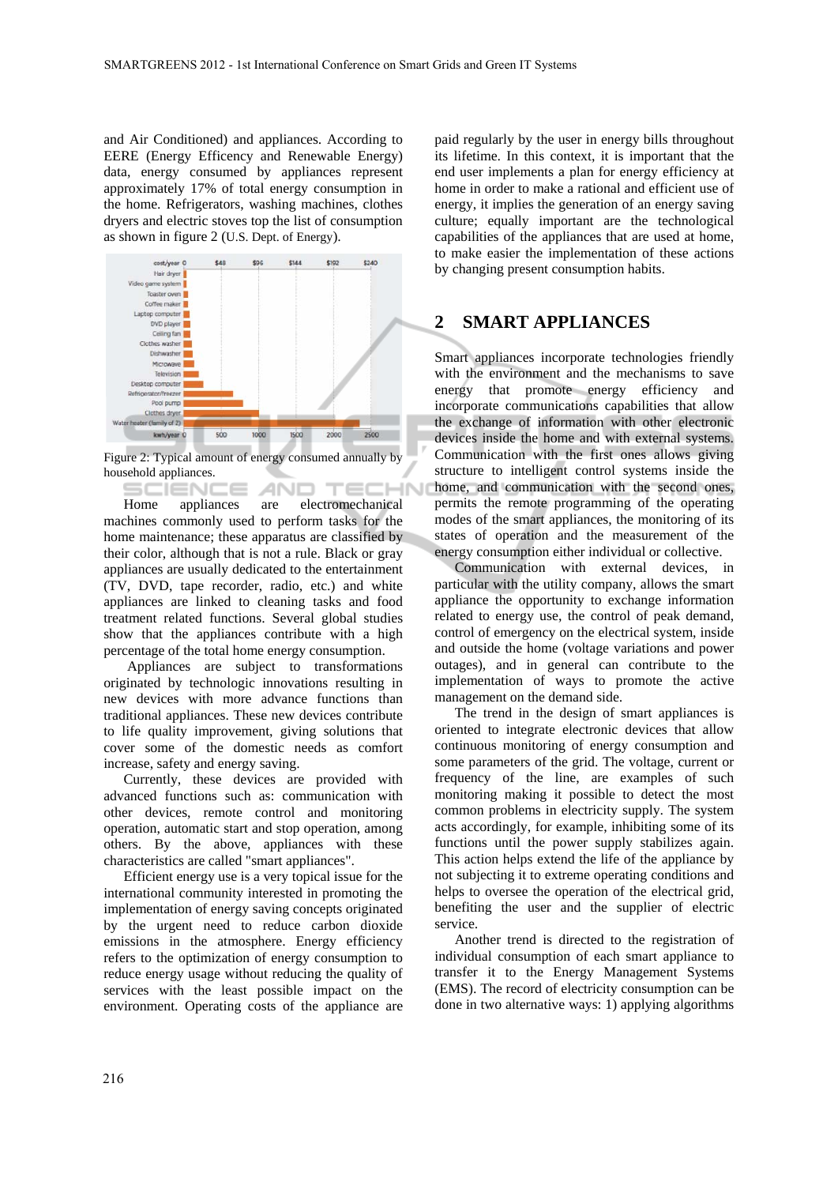and Air Conditioned) and appliances. According to EERE (Energy Efficency and Renewable Energy) data, energy consumed by appliances represent approximately 17% of total energy consumption in the home. Refrigerators, washing machines, clothes dryers and electric stoves top the list of consumption as shown in figure 2 (U.S. Dept. of Energy).

Figure 2: Typical amount of energy consumed annually by household appliances.

Home appliances are electromechanical machines commonly used to perform tasks for the home maintenance; these apparatus are classified by their color, although that is not a rule. Black or gray appliances are usually dedicated to the entertainment (TV, DVD, tape recorder, radio, etc.) and white appliances are linked to cleaning tasks and food treatment related functions. Several global studies show that the appliances contribute with a high percentage of the total home energy consumption.

Appliances are subject to transformations originated by technologic innovations resulting in new devices with more advance functions than traditional appliances. These new devices contribute to life quality improvement, giving solutions that cover some of the domestic needs as comfort increase, safety and energy saving.

Currently, these devices are provided with advanced functions such as: communication with other devices, remote control and monitoring operation, automatic start and stop operation, among others. By the above, appliances with these characteristics are called "smart appliances".

Efficient energy use is a very topical issue for the international community interested in promoting the implementation of energy saving concepts originated by the urgent need to reduce carbon dioxide emissions in the atmosphere. Energy efficiency refers to the optimization of energy consumption to reduce energy usage without reducing the quality of services with the least possible impact on the environment. Operating costs of the appliance are paid regularly by the user in energy bills throughout its lifetime. In this context, it is important that the end user implements a plan for energy efficiency at home in order to make a rational and efficient use of energy, it implies the generation of an energy saving culture; equally important are the technological capabilities of the appliances that are used at home, to make easier the implementation of these actions by changing present consumption habits.

## 2 SMART APPLIANCES

Smart appliances incorporate technologies friendly with the environment and the mechanisms to save energy that promote energy efficiency and incorporate communications capabilities that allow the exchange of information with other electronic devices inside the home and with external systems. Communication with the first ones allows giving structure to intelligent control systems inside the home, and communication with the second ones, permits the remote programming of the operating modes of the smart appliances, the monitoring of its states of operation and the measurement of the energy consumption either individual or collective.

Communication with external devices, in particular with the utility company, allows the smart appliance the opportunity to exchange information related to energy use, the control of peak demand, control of emergency on the electrical system, inside and outside the home (voltage variations and power outages), and in general can contribute to the implementation of ways to promote the active management on the demand side.

The trend in the design of smart appliances is oriented to integrate electronic devices that allow continuous monitoring of energy consumption and some parameters of the grid. The voltage, current or frequency of the line, are examples of such monitoring making it possible to detect the most common problems in electricity supply. The system acts accordingly, for example, inhibiting some of its functions until the power supply stabilizes again. This action helps extend the life of the appliance by not subjecting it to extreme operating conditions and helps to oversee the operation of the electrical grid, benefiting the user and the supplier of electric service.

Another trend is directed to the registration of individual consumption of each smart appliance to transfer it to the Energy Management Systems (EMS). The record of electricity consumption can be done in two alternative ways: 1) applying algorithms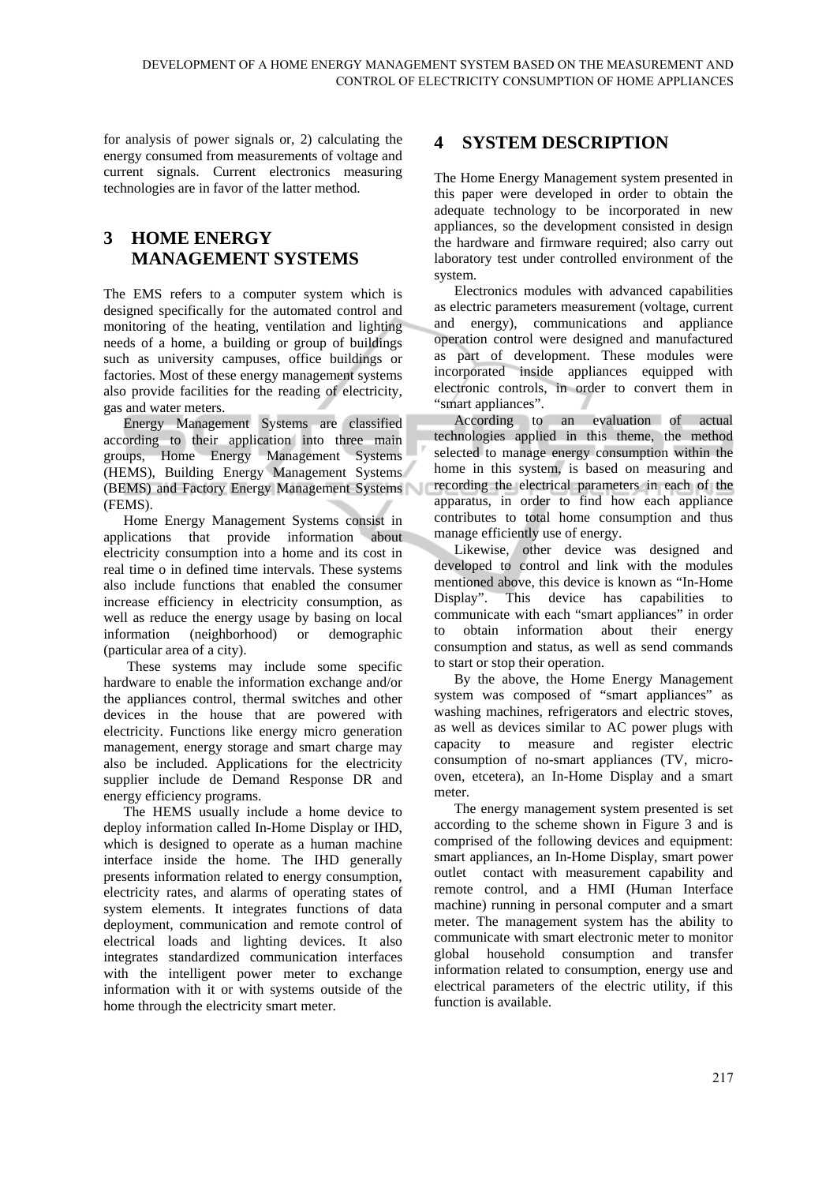for analysis of power signals or, 2) calculating the energy consumed from measurements of voltage and current signals. Current electronics measuring technologies are in favor of the latter method.

## 3 HOME ENERGY MANAGEMENT SYSTEMS

The EMS refers to a computer system which is designed specifically for the automated control and monitoring of the heating, ventilation and lighting needs of a home, a building or group of buildings such as university campuses, office buildings or factories. Most of these energy management systems also provide facilities for the reading of electricity, gas and water meters.

Energy Management Systems are classified according to their application into three main groups, Home Energy Management Systems (HEMS), Building Energy Management Systems (BEMS) and Factory Energy Management Systems (FEMS).

Home Energy Management Systems consist in applications that provide information about electricity consumption into a home and its cost in real time o in defined time intervals. These systems also include functions that enabled the consumer increase efficiency in electricity consumption, as well as reduce the energy usage by basing on local information (neighborhood) or demographic (particular area of a city).

These systems may include some specific hardware to enable the information exchange and/or the appliances control, thermal switches and other devices in the house that are powered with electricity. Functions like energy micro generation management, energy storage and smart charge may also be included. Applications for the electricity supplier include de Demand Response DR and energy efficiency programs.

The HEMS usually include a home device to deploy information called In-Home Display or IHD, which is designed to operate as a human machine interface inside the home. The IHD generally presents information related to energy consumption, electricity rates, and alarms of operating states of system elements. It integrates functions of data deployment, communication and remote control of electrical loads and lighting devices. It also integrates standardized communication interfaces with the intelligent power meter to exchange information with it or with systems outside of the home through the electricity smart meter.

## 4 SYSTEM DESCRIPTION

The Home Energy Management system presented in this paper were developed in order to obtain the adequate technology to be incorporated in new appliances, so the development consisted in design the hardware and firmware required; also carry out laboratory test under controlled environment of the system.

Electronics modules with advanced capabilities as electric parameters measurement (voltage, current and energy), communications and appliance operation control were designed and manufactured as part of development. These modules were incorporated inside appliances equipped with electronic controls, in order to convert them in "smart appliances".

According to an evaluation of actual technologies applied in this theme, the method selected to manage energy consumption within the home in this system, is based on measuring and recording the electrical parameters in each of the apparatus, in order to find how each appliance contributes to total home consumption and thus manage efficiently use of energy.

Likewise, other device was designed and developed to control and link with the modules mentioned above, this device is known as "In-Home Display". This device has capabilities to communicate with each "smart appliances" in order to obtain information about their energy consumption and status, as well as send commands to start or stop their operation.

By the above, the Home Energy Management system was composed of "smart appliances" as washing machines, refrigerators and electric stoves, as well as devices similar to AC power plugs with capacity to measure and register electric consumption of no-smart appliances (TV, micro-oven, etcetera), an In-Home Display and a smart meter.

The energy management system presented is set according to the scheme shown in Figure 3 and is comprised of the following devices and equipment: smart appliances, an In-Home Display, smart power outlet contact with measurement capability and remote control, and a HMI (Human Interface machine) running in personal computer and a smart meter. The management system has the ability to communicate with smart electronic meter to monitor global household consumption and transfer information related to consumption, energy use and electrical parameters of the electric utility, if this function is available.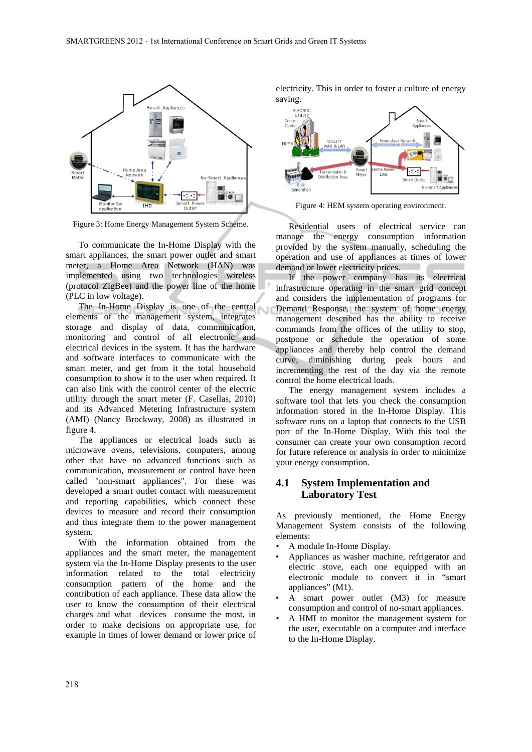Figure 3: Home Energy Management System Scheme.

To communicate the In-Home Display with the smart appliances, the smart power outlet and smart meter, a Home Area Network (HAN) was implemented using two technologies wireless (protocol ZigBee) and the power line of the home (PLC in low voltage).

The In-Home Display is one of the central elements of the management system, integrates storage and display of data, communication, monitoring and control of all electronic and electrical devices in the system. It has the hardware and software interfaces to communicate with the smart meter, and get from it the total household consumption to show it to the user when required. It can also link with the control center of the electric utility through the smart meter (F. Casellas, 2010) and its Advanced Metering Infrastructure system (AMI) (Nancy Brockway, 2008) as illustrated in figure 4.

The appliances or electrical loads such as microwave ovens, televisions, computers, among other that have no advanced functions such as communication, measurement or control have been called "non-smart appliances". For these was developed a smart outlet contact with measurement and reporting capabilities, which connect these devices to measure and record their consumption and thus integrate them to the power management system.

With the information obtained from the appliances and the smart meter, the management system via the In-Home Display presents to the user information related to the total electricity consumption pattern of the home and the contribution of each appliance. These data allow the user to know the consumption of their electrical charges and what devices consume the most, in order to make decisions on appropriate use, for example in times of lower demand or lower price of electricity. This in order to foster a culture of energy saving.

Figure 4: HEM system operating environment.

Residential users of electrical service can manage the energy consumption information provided by the system manually, scheduling the operation and use of appliances at times of lower demand or lower electricity prices.

If the power company has its electrical infrastructure operating in the smart grid concept and considers the implementation of programs for Demand Response, the system of home energy management described has the ability to receive commands from the offices of the utility to stop, postpone or schedule the operation of some appliances and thereby help control the demand curve, diminishing during peak hours and incrementing the rest of the day via the remote control the home electrical loads.

The energy management system includes a software tool that lets you check the consumption information stored in the In-Home Display. This software runs on a laptop that connects to the USB port of the In-Home Display. With this tool the consumer can create your own consumption record for future reference or analysis in order to minimize your energy consumption.

## 4.1 System Implementation and Laboratory Test

As previously mentioned, the Home Energy Management System consists of the following elements:

- A module In-Home Display.
- Appliances as washer machine, refrigerator and electric stove, each one equipped with an electronic module to convert it in "smart appliances" (M1).
- A smart power outlet (M3) for measure consumption and control of no-smart appliances.
- A HMI to monitor the management system for the user, executable on a computer and interface to the In-Home Display.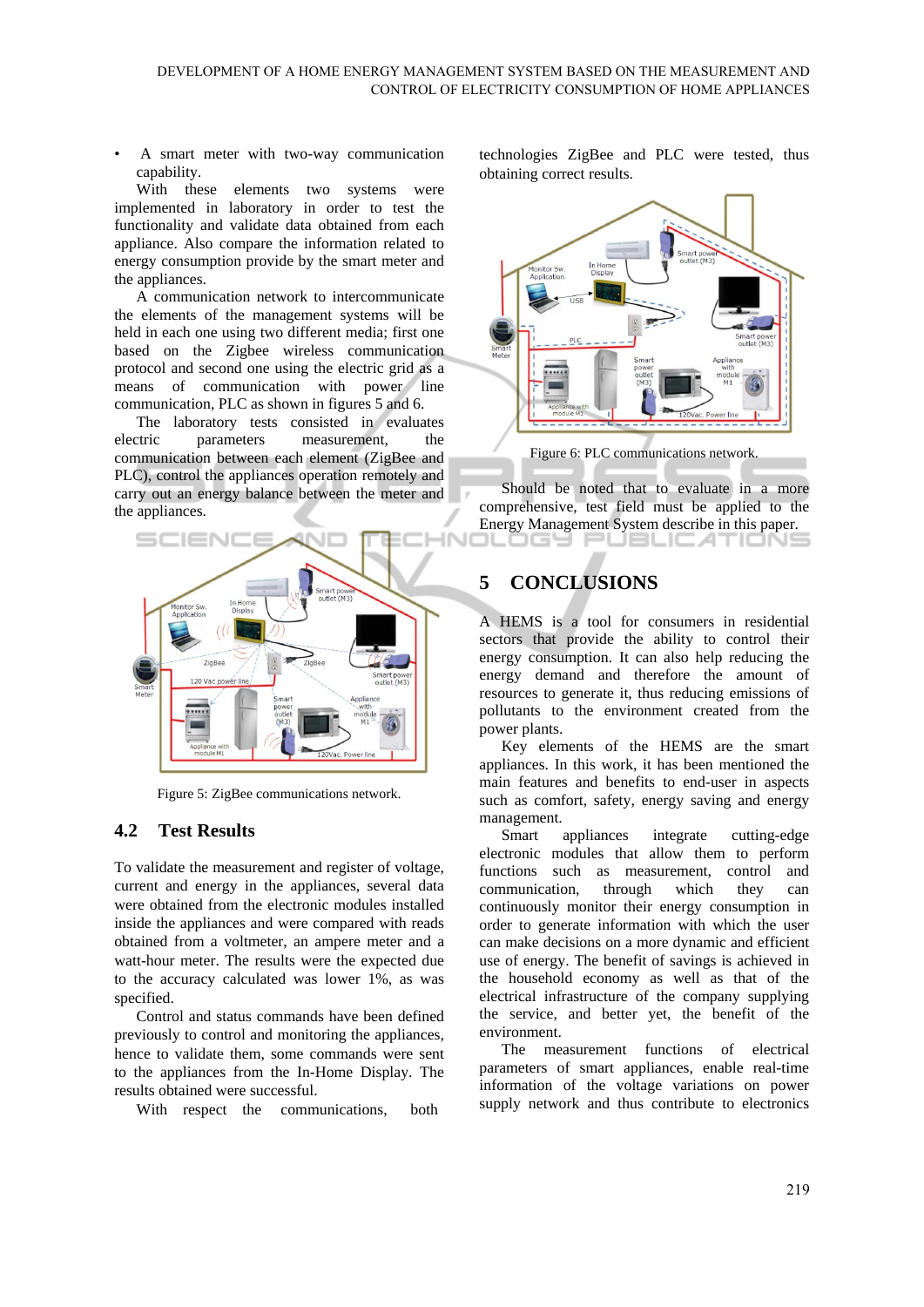- A smart meter with two-way communication capability.

With these elements two systems were implemented in laboratory in order to test the functionality and validate data obtained from each appliance. Also compare the information related to energy consumption provide by the smart meter and the appliances.

A communication network to intercommunicate the elements of the management systems will be held in each one using two different media; first one based on the Zigbee wireless communication protocol and second one using the electric grid as a means of communication with power line communication, PLC as shown in figures 5 and 6.

The laboratory tests consisted in evaluates electric parameters measurement, the communication between each element (ZigBee and PLC), control the appliances operation remotely and carry out an energy balance between the meter and the appliances.

Figure 5: ZigBee communications network.

## 4.2 Test Results

To validate the measurement and register of voltage, current and energy in the appliances, several data were obtained from the electronic modules installed inside the appliances and were compared with reads obtained from a voltmeter, an ampere meter and a watt-hour meter. The results were the expected due to the accuracy calculated was lower 1%, as was specified.

Control and status commands have been defined previously to control and monitoring the appliances, hence to validate them, some commands were sent to the appliances from the In-Home Display. The results obtained were successful.

With respect the communications, both technologies ZigBee and PLC were tested, thus obtaining correct results.

Figure 6: PLC communications network.

Should be noted that to evaluate in a more comprehensive, test field must be applied to the Energy Management System describe in this paper.

# 5 CONCLUSIONS

A HEMS is a tool for consumers in residential sectors that provide the ability to control their energy consumption. It can also help reducing the energy demand and therefore the amount of resources to generate it, thus reducing emissions of pollutants to the environment created from the power plants.

Key elements of the HEMS are the smart appliances. In this work, it has been mentioned the main features and benefits to end-user in aspects such as comfort, safety, energy saving and energy management.

Smart appliances integrate cutting-edge electronic modules that allow them to perform functions such as measurement, control and communication, through which they can continuously monitor their energy consumption in order to generate information with which the user can make decisions on a more dynamic and efficient use of energy. The benefit of savings is achieved in the household economy as well as that of the electrical infrastructure of the company supplying the service, and better yet, the benefit of the environment.

The measurement functions of electrical parameters of smart appliances, enable real-time information of the voltage variations on power supply network and thus contribute to electronics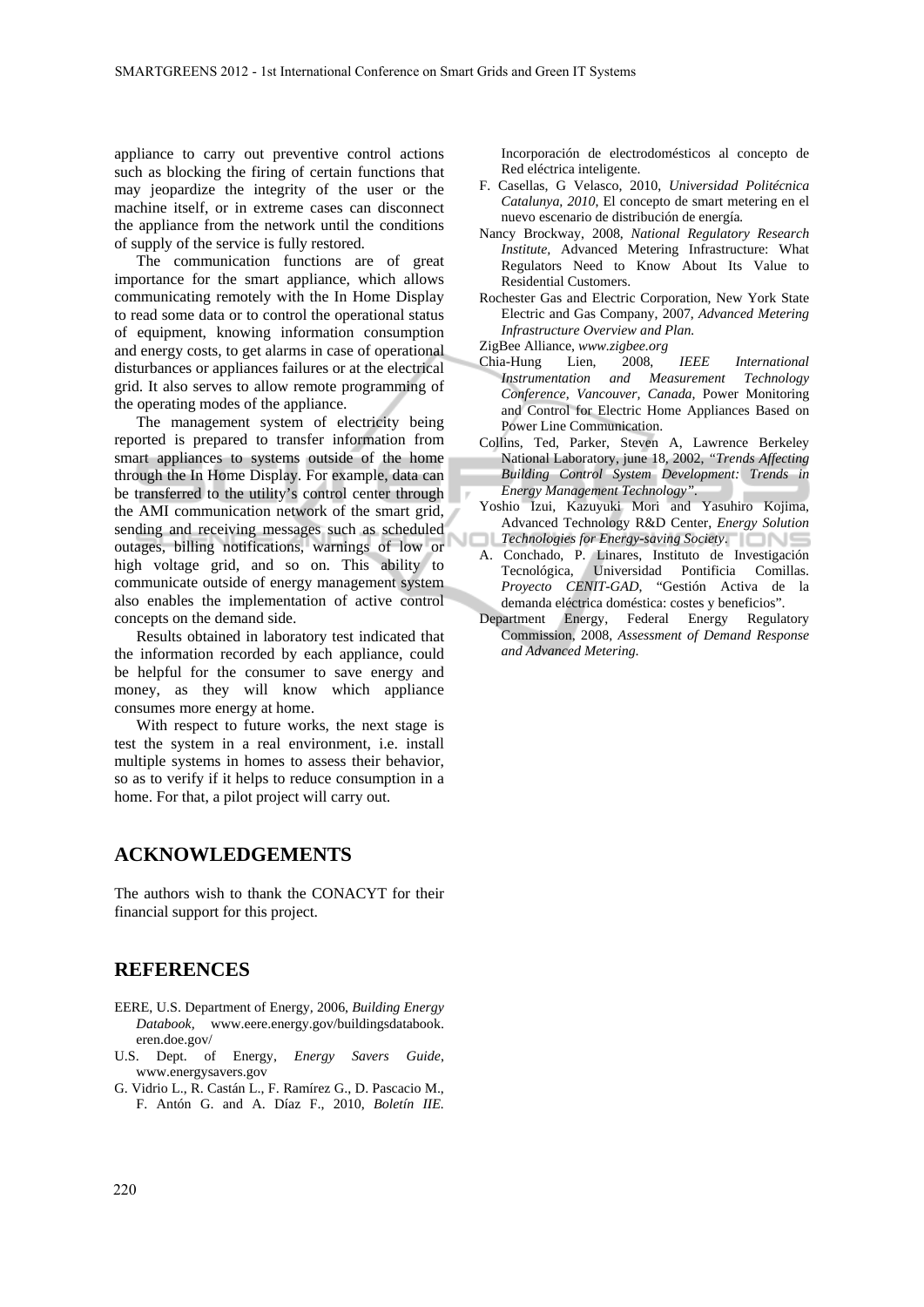appliance to carry out preventive control actions such as blocking the firing of certain functions that may jeopardize the integrity of the user or the machine itself, or in extreme cases can disconnect the appliance from the network until the conditions of supply of the service is fully restored.

The communication functions are of great importance for the smart appliance, which allows communicating remotely with the In Home Display to read some data or to control the operational status of equipment, knowing information consumption and energy costs, to get alarms in case of operational disturbances or appliances failures or at the electrical grid. It also serves to allow remote programming of the operating modes of the appliance.

The management system of electricity being reported is prepared to transfer information from smart appliances to systems outside of the home through the In Home Display. For example, data can be transferred to the utility's control center through the AMI communication network of the smart grid, sending and receiving messages such as scheduled outages, billing notifications, warnings of low or high voltage grid, and so on. This ability to communicate outside of energy management system also enables the implementation of active control concepts on the demand side.

Results obtained in laboratory test indicated that the information recorded by each appliance, could be helpful for the consumer to save energy and money, as they will know which appliance consumes more energy at home.

With respect to future works, the next stage is test the system in a real environment, i.e. install multiple systems in homes to assess their behavior, so as to verify if it helps to reduce consumption in a home. For that, a pilot project will carry out.

## ACKNOWLEDGEMENTS

The authors wish to thank the CONACYT for their financial support for this project.

## REFERENCES

EERE, U.S. Department of Energy, 2006, *Building Energy Databook,* www.eere.energy.gov/buildingsdatabook.eren.doe.gov/

U.S. Dept. of Energy, *Energy Savers Guide*, www.energysavers.gov

G. Vidrio L., R. Castán L., F. Ramírez G., D. Pascacio M., F. Antón G. and A. Díaz F., 2010, *Boletín IIE.* Incorporación de electrodomésticos al concepto de Red eléctrica inteligente.

F. Casellas, G Velasco, 2010, *Universidad Politécnica Catalunya, 2010*, El concepto de smart metering en el nuevo escenario de distribución de energía.

Nancy Brockway, 2008, *National Regulatory Research Institute,* Advanced Metering Infrastructure: What Regulators Need to Know About Its Value to Residential Customers.

Rochester Gas and Electric Corporation, New York State Electric and Gas Company, 2007, *Advanced Metering Infrastructure Overview and Plan.*

ZigBee Alliance, *www.zigbee.org*

Chia-Hung Lien, 2008, *IEEE International Instrumentation and Measurement Technology Conference, Vancouver, Canada,* Power Monitoring and Control for Electric Home Appliances Based on Power Line Communication.

Collins, Ted, Parker, Steven A, Lawrence Berkeley National Laboratory, june 18, 2002, *"Trends Affecting Building Control System Development: Trends in Energy Management Technology"*.

Yoshio Izui, Kazuyuki Mori and Yasuhiro Kojima, Advanced Technology R&D Center, *Energy Solution Technologies for Energy-saving Society*.

A. Conchado, P. Linares, Instituto de Investigación Tecnológica, Universidad Pontificia Comillas. *Proyecto CENIT-GAD,* "Gestión Activa de la demanda eléctrica doméstica: costes y beneficios".

Department Energy, Federal Energy Regulatory Commission, 2008, *Assessment of Demand Response and Advanced Metering.*